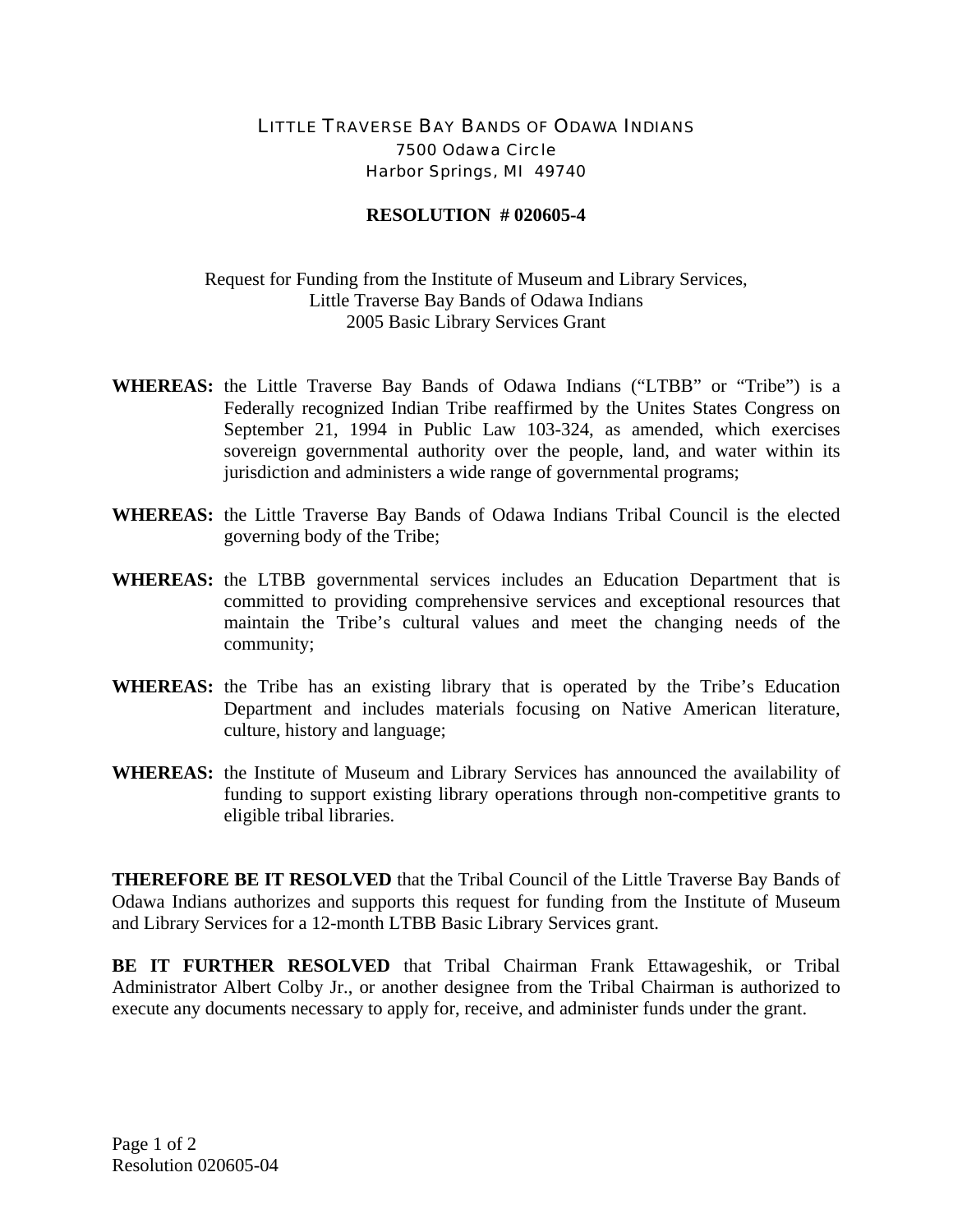LITTLE TRAVERSE BAY BANDS OF ODAWA INDIANS
7500 Odawa Circle
Harbor Springs, MI 49740

**RESOLUTION # 020605-4**

Request for Funding from the Institute of Museum and Library Services,
Little Traverse Bay Bands of Odawa Indians
2005 Basic Library Services Grant

**WHEREAS:** the Little Traverse Bay Bands of Odawa Indians ("LTBB" or "Tribe") is a Federally recognized Indian Tribe reaffirmed by the Unites States Congress on September 21, 1994 in Public Law 103-324, as amended, which exercises sovereign governmental authority over the people, land, and water within its jurisdiction and administers a wide range of governmental programs;

**WHEREAS:** the Little Traverse Bay Bands of Odawa Indians Tribal Council is the elected governing body of the Tribe;

**WHEREAS:** the LTBB governmental services includes an Education Department that is committed to providing comprehensive services and exceptional resources that maintain the Tribe's cultural values and meet the changing needs of the community;

**WHEREAS:** the Tribe has an existing library that is operated by the Tribe's Education Department and includes materials focusing on Native American literature, culture, history and language;

**WHEREAS:** the Institute of Museum and Library Services has announced the availability of funding to support existing library operations through non-competitive grants to eligible tribal libraries.

**THEREFORE BE IT RESOLVED** that the Tribal Council of the Little Traverse Bay Bands of Odawa Indians authorizes and supports this request for funding from the Institute of Museum and Library Services for a 12-month LTBB Basic Library Services grant.

**BE IT FURTHER RESOLVED** that Tribal Chairman Frank Ettawageshik, or Tribal Administrator Albert Colby Jr., or another designee from the Tribal Chairman is authorized to execute any documents necessary to apply for, receive, and administer funds under the grant.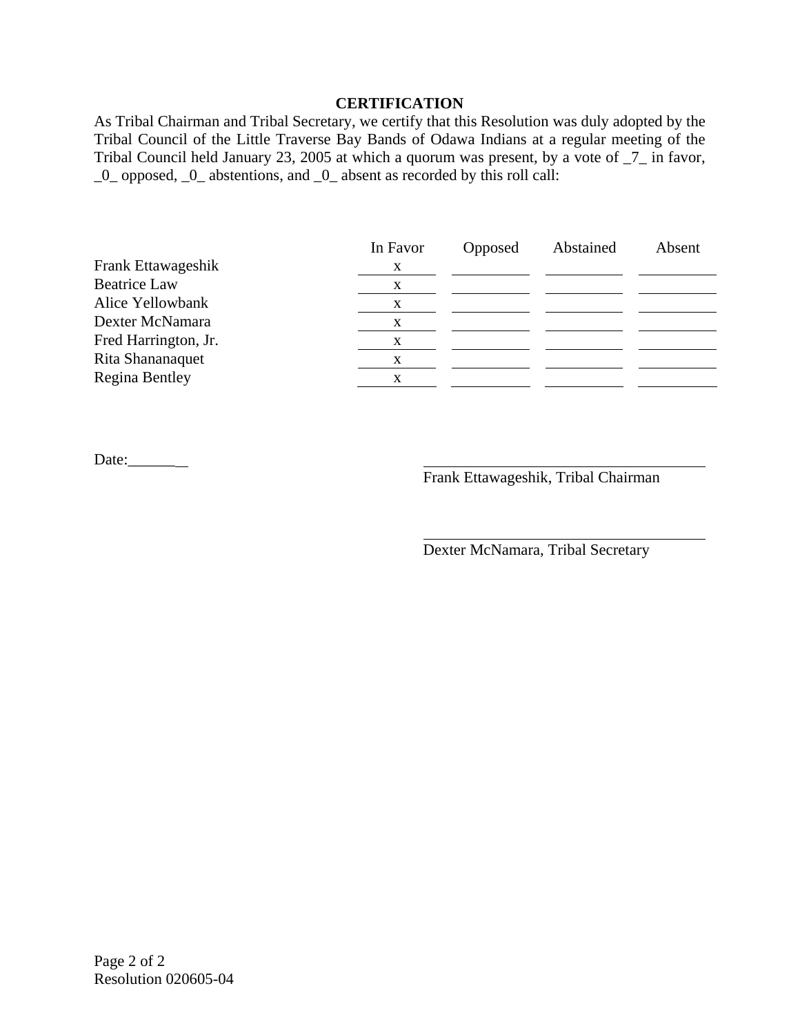**CERTIFICATION**

As Tribal Chairman and Tribal Secretary, we certify that this Resolution was duly adopted by the Tribal Council of the Little Traverse Bay Bands of Odawa Indians at a regular meeting of the Tribal Council held January 23, 2005 at which a quorum was present, by a vote of _7_ in favor, _0_ opposed, _0_ abstentions, and _0_ absent as recorded by this roll call:

| | In Favor | Opposed | Abstained | Absent |
|---|---|---|---|---|
| Frank Ettawageshik | x | | | |
| Beatrice Law | x | | | |
| Alice Yellowbank | x | | | |
| Dexter McNamara | x | | | |
| Fred Harrington, Jr. | x | | | |
| Rita Shananaquet | x | | | |
| Regina Bentley | x | | | |

Date:________

_____________________________________
Frank Ettawageshik, Tribal Chairman

_____________________________________
Dexter McNamara, Tribal Secretary

Resolution 020605-04